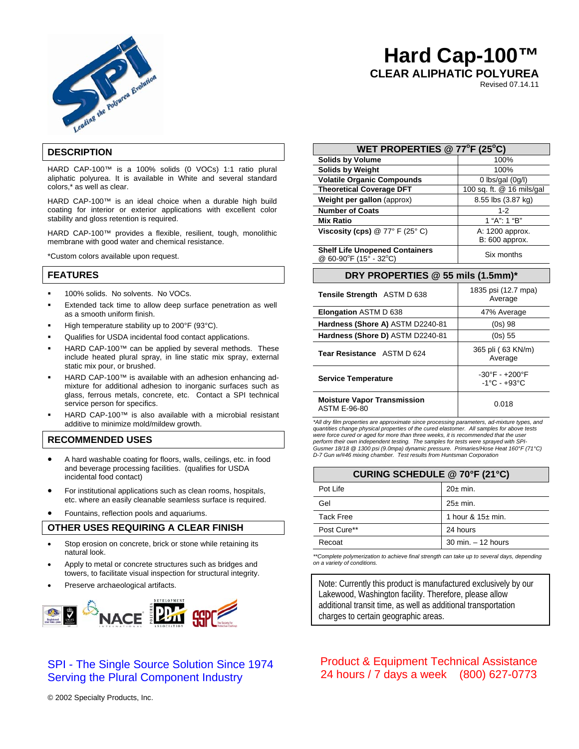# Hard Cap-100™

## CLEAR ALIPHATIC POLYUREA

Revised 07.14.11

## DESCRIPTION

HARD CAP-100™ is a 100% solids (0 VOCs) 1:1 ratio plural aliphatic polyurea. It is available in White and several standard colors,* as well as clear.

HARD CAP-100™ is an ideal choice when a durable high build coating for interior or exterior applications with excellent color stability and gloss retention is required.

HARD CAP-100™ provides a flexible, resilient, tough, monolithic membrane with good water and chemical resistance.

*Custom colors available upon request.

## FEATURES

- 100% solids. No solvents. No VOCs.
- Extended tack time to allow deep surface penetration as well as a smooth uniform finish.
- High temperature stability up to 200°F (93°C).
- Qualifies for USDA incidental food contact applications.
- HARD CAP-100™ can be applied by several methods. These include heated plural spray, in line static mix spray, external static mix pour, or brushed.
- HARD CAP-100™ is available with an adhesion enhancing ad-mixture for additional adhesion to inorganic surfaces such as glass, ferrous metals, concrete, etc. Contact a SPI technical service person for specifics.
- HARD CAP-100™ is also available with a microbial resistant additive to minimize mold/mildew growth.

## RECOMMENDED USES

- A hard washable coating for floors, walls, ceilings, etc. in food and beverage processing facilities. (qualifies for USDA incidental food contact)
- For institutional applications such as clean rooms, hospitals, etc. where an easily cleanable seamless surface is required.
- Fountains, reflection pools and aquariums.

## OTHER USES REQUIRING A CLEAR FINISH

- Stop erosion on concrete, brick or stone while retaining its natural look.
- Apply to metal or concrete structures such as bridges and towers, to facilitate visual inspection for structural integrity.
- Preserve archaeological artifacts.

| WET PROPERTIES @ 77°F (25°C) | |
|---|---|
| **Solids by Volume** | 100% |
| **Solids by Weight** | 100% |
| **Volatile Organic Compounds** | 0 lbs/gal (0g/l) |
| **Theoretical Coverage DFT** | 100 sq. ft. @ 16 mils/gal |
| **Weight per gallon** (approx) | 8.55 lbs (3.87 kg) |
| **Number of Coats** | 1-2 |
| **Mix Ratio** | 1 "A": 1 "B" |
| **Viscosity (cps)** @ 77° F (25° C) | A: 1200 approx. B: 600 approx. |
| **Shelf Life Unopened Containers** @ 60-90°F (15° - 32°C) | Six months |

| DRY PROPERTIES @ 55 mils (1.5mm)* | |
|---|---|
| **Tensile Strength** ASTM D 638 | 1835 psi (12.7 mpa) Average |
| **Elongation** ASTM D 638 | 47% Average |
| **Hardness (Shore A)** ASTM D2240-81 | (0s) 98 |
| **Hardness (Shore D)** ASTM D2240-81 | (0s) 55 |
| **Tear Resistance** ASTM D 624 | 365 pli ( 63 KN/m) Average |
| **Service Temperature** | -30°F - +200°F -1°C - +93°C |
| **Moisture Vapor Transmission** ASTM E-96-80 | 0.018 |

*\*All dry film properties are approximate since processing parameters, ad-mixture types, and quantities change physical properties of the cured elastomer. All samples for above tests were force cured or aged for more than three weeks, it is recommended that the user perform their own independent testing. The samples for tests were sprayed with SPI-Gusmer 18/18 @ 1300 psi (9.0mpa) dynamic pressure. Primaries/Hose Heat 160°F (71°C) D-7 Gun w/#46 mixing chamber. Test results from Huntsman Corporation*

| CURING SCHEDULE @ 70°F (21°C) | |
|---|---|
| Pot Life | 20± min. |
| Gel | 25± min. |
| Tack Free | 1 hour & 15± min. |
| Post Cure** | 24 hours |
| Recoat | 30 min. – 12 hours |

*\*\*Complete polymerization to achieve final strength can take up to several days, depending on a variety of conditions.*

Note: Currently this product is manufactured exclusively by our Lakewood, Washington facility. Therefore, please allow additional transit time, as well as additional transportation charges to certain geographic areas.

SPI - The Single Source Solution Since 1974
Serving the Plural Component Industry

Product & Equipment Technical Assistance
24 hours / 7 days a week (800) 627-0773

© 2002 Specialty Products, Inc.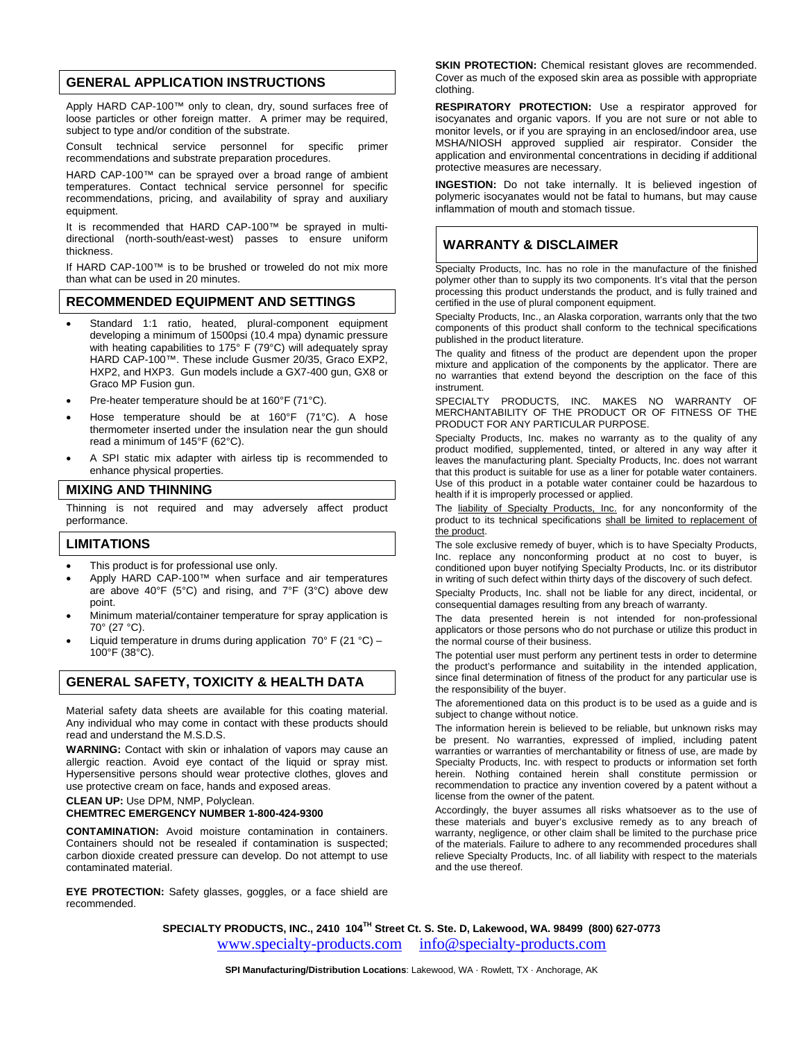## GENERAL APPLICATION INSTRUCTIONS

Apply HARD CAP-100™ only to clean, dry, sound surfaces free of loose particles or other foreign matter. A primer may be required, subject to type and/or condition of the substrate.

Consult technical service personnel for specific primer recommendations and substrate preparation procedures.

HARD CAP-100™ can be sprayed over a broad range of ambient temperatures. Contact technical service personnel for specific recommendations, pricing, and availability of spray and auxiliary equipment.

It is recommended that HARD CAP-100™ be sprayed in multi-directional (north-south/east-west) passes to ensure uniform thickness.

If HARD CAP-100™ is to be brushed or troweled do not mix more than what can be used in 20 minutes.

## RECOMMENDED EQUIPMENT AND SETTINGS

- Standard 1:1 ratio, heated, plural-component equipment developing a minimum of 1500psi (10.4 mpa) dynamic pressure with heating capabilities to 175° F (79°C) will adequately spray HARD CAP-100™. These include Gusmer 20/35, Graco EXP2, HXP2, and HXP3. Gun models include a GX7-400 gun, GX8 or Graco MP Fusion gun.
- Pre-heater temperature should be at 160°F (71°C).
- Hose temperature should be at 160°F (71°C). A hose thermometer inserted under the insulation near the gun should read a minimum of 145°F (62°C).
- A SPI static mix adapter with airless tip is recommended to enhance physical properties.

## MIXING AND THINNING

Thinning is not required and may adversely affect product performance.

## LIMITATIONS

- This product is for professional use only.
- Apply HARD CAP-100™ when surface and air temperatures are above 40°F (5°C) and rising, and 7°F (3°C) above dew point.
- Minimum material/container temperature for spray application is 70° (27 °C).
- Liquid temperature in drums during application 70° F (21 °C) – 100°F (38°C).

## GENERAL SAFETY, TOXICITY & HEALTH DATA

Material safety data sheets are available for this coating material. Any individual who may come in contact with these products should read and understand the M.S.D.S.

**WARNING:** Contact with skin or inhalation of vapors may cause an allergic reaction. Avoid eye contact of the liquid or spray mist. Hypersensitive persons should wear protective clothes, gloves and use protective cream on face, hands and exposed areas.

**CLEAN UP:** Use DPM, NMP, Polyclean.

**CHEMTREC EMERGENCY NUMBER 1-800-424-9300**

**CONTAMINATION:** Avoid moisture contamination in containers. Containers should not be resealed if contamination is suspected; carbon dioxide created pressure can develop. Do not attempt to use contaminated material.

**EYE PROTECTION:** Safety glasses, goggles, or a face shield are recommended.

**SKIN PROTECTION:** Chemical resistant gloves are recommended. Cover as much of the exposed skin area as possible with appropriate clothing.

**RESPIRATORY PROTECTION:** Use a respirator approved for isocyanates and organic vapors. If you are not sure or not able to monitor levels, or if you are spraying in an enclosed/indoor area, use MSHA/NIOSH approved supplied air respirator. Consider the application and environmental concentrations in deciding if additional protective measures are necessary.

**INGESTION:** Do not take internally. It is believed ingestion of polymeric isocyanates would not be fatal to humans, but may cause inflammation of mouth and stomach tissue.

## WARRANTY & DISCLAIMER

Specialty Products, Inc. has no role in the manufacture of the finished polymer other than to supply its two components. It's vital that the person processing this product understands the product, and is fully trained and certified in the use of plural component equipment.

Specialty Products, Inc., an Alaska corporation, warrants only that the two components of this product shall conform to the technical specifications published in the product literature.

The quality and fitness of the product are dependent upon the proper mixture and application of the components by the applicator. There are no warranties that extend beyond the description on the face of this instrument.

SPECIALTY PRODUCTS, INC. MAKES NO WARRANTY OF MERCHANTABILITY OF THE PRODUCT OR OF FITNESS OF THE PRODUCT FOR ANY PARTICULAR PURPOSE.

Specialty Products, Inc. makes no warranty as to the quality of any product modified, supplemented, tinted, or altered in any way after it leaves the manufacturing plant. Specialty Products, Inc. does not warrant that this product is suitable for use as a liner for potable water containers. Use of this product in a potable water container could be hazardous to health if it is improperly processed or applied.

The liability of Specialty Products, Inc. for any nonconformity of the product to its technical specifications shall be limited to replacement of the product.

The sole exclusive remedy of buyer, which is to have Specialty Products, Inc. replace any nonconforming product at no cost to buyer, is conditioned upon buyer notifying Specialty Products, Inc. or its distributor in writing of such defect within thirty days of the discovery of such defect.

Specialty Products, Inc. shall not be liable for any direct, incidental, or consequential damages resulting from any breach of warranty.

The data presented herein is not intended for non-professional applicators or those persons who do not purchase or utilize this product in the normal course of their business.

The potential user must perform any pertinent tests in order to determine the product's performance and suitability in the intended application, since final determination of fitness of the product for any particular use is the responsibility of the buyer.

The aforementioned data on this product is to be used as a guide and is subject to change without notice.

The information herein is believed to be reliable, but unknown risks may be present. No warranties, expressed of implied, including patent warranties or warranties of merchantability or fitness of use, are made by Specialty Products, Inc. with respect to products or information set forth herein. Nothing contained herein shall constitute permission or recommendation to practice any invention covered by a patent without a license from the owner of the patent.

Accordingly, the buyer assumes all risks whatsoever as to the use of these materials and buyer's exclusive remedy as to any breach of warranty, negligence, or other claim shall be limited to the purchase price of the materials. Failure to adhere to any recommended procedures shall relieve Specialty Products, Inc. of all liability with respect to the materials and the use thereof.

**SPECIALTY PRODUCTS, INC., 2410 104TH Street Ct. S. Ste. D, Lakewood, WA. 98499 (800) 627-0773**

www.specialty-products.com info@specialty-products.com

**SPI Manufacturing/Distribution Locations**: Lakewood, WA · Rowlett, TX · Anchorage, AK